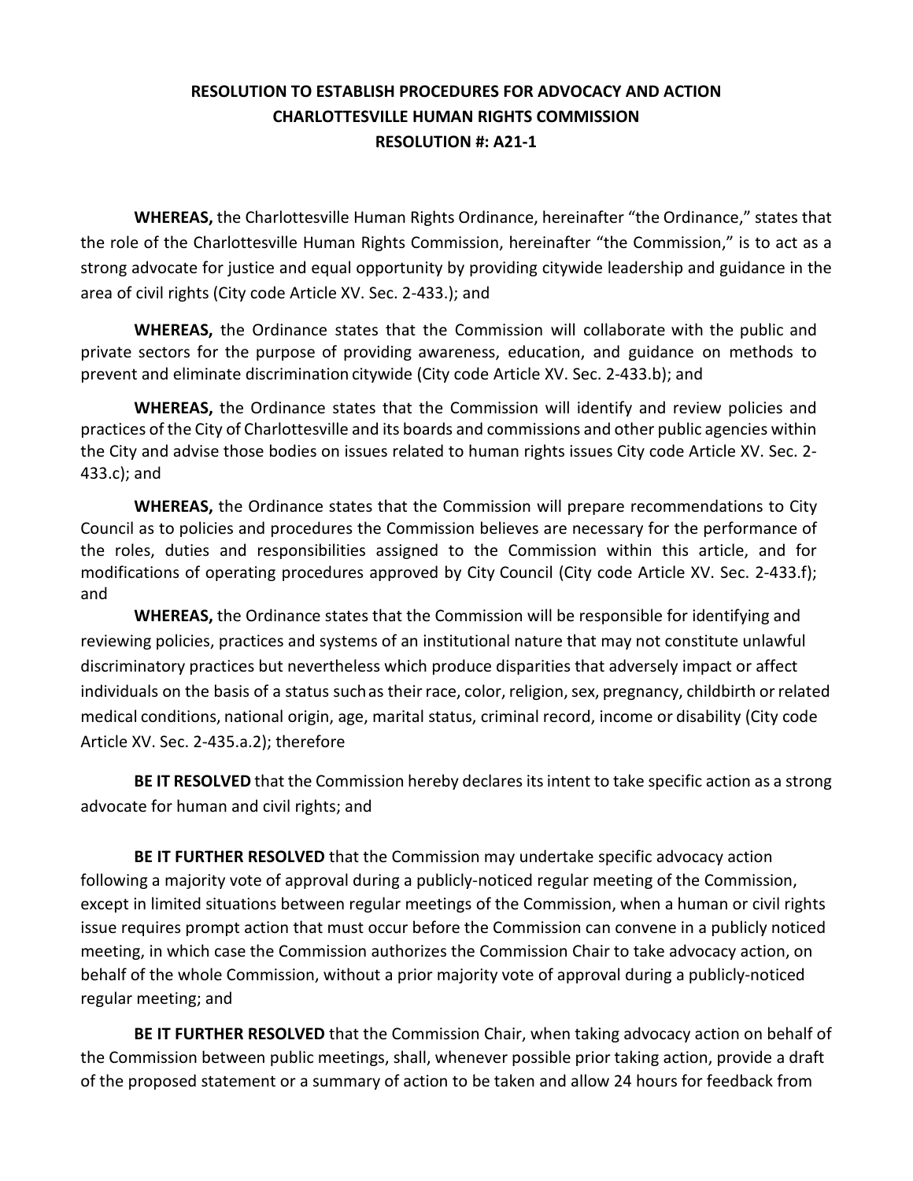# RESOLUTION TO ESTABLISH PROCEDURES FOR ADVOCACY AND ACTION
# CHARLOTTESVILLE HUMAN RIGHTS COMMISSION
# RESOLUTION #: A21-1

**WHEREAS,** the Charlottesville Human Rights Ordinance, hereinafter "the Ordinance," states that the role of the Charlottesville Human Rights Commission, hereinafter "the Commission," is to act as a strong advocate for justice and equal opportunity by providing citywide leadership and guidance in the area of civil rights (City code Article XV. Sec. 2-433.); and

**WHEREAS,** the Ordinance states that the Commission will collaborate with the public and private sectors for the purpose of providing awareness, education, and guidance on methods to prevent and eliminate discrimination citywide (City code Article XV. Sec. 2-433.b); and

**WHEREAS,** the Ordinance states that the Commission will identify and review policies and practices of the City of Charlottesville and its boards and commissions and other public agencies within the City and advise those bodies on issues related to human rights issues City code Article XV. Sec. 2-433.c); and

**WHEREAS,** the Ordinance states that the Commission will prepare recommendations to City Council as to policies and procedures the Commission believes are necessary for the performance of the roles, duties and responsibilities assigned to the Commission within this article, and for modifications of operating procedures approved by City Council (City code Article XV. Sec. 2-433.f); and

**WHEREAS,** the Ordinance states that the Commission will be responsible for identifying and reviewing policies, practices and systems of an institutional nature that may not constitute unlawful discriminatory practices but nevertheless which produce disparities that adversely impact or affect individuals on the basis of a status such as their race, color, religion, sex, pregnancy, childbirth or related medical conditions, national origin, age, marital status, criminal record, income or disability (City code Article XV. Sec. 2-435.a.2); therefore

**BE IT RESOLVED** that the Commission hereby declares its intent to take specific action as a strong advocate for human and civil rights; and

**BE IT FURTHER RESOLVED** that the Commission may undertake specific advocacy action following a majority vote of approval during a publicly-noticed regular meeting of the Commission, except in limited situations between regular meetings of the Commission, when a human or civil rights issue requires prompt action that must occur before the Commission can convene in a publicly noticed meeting, in which case the Commission authorizes the Commission Chair to take advocacy action, on behalf of the whole Commission, without a prior majority vote of approval during a publicly-noticed regular meeting; and

**BE IT FURTHER RESOLVED** that the Commission Chair, when taking advocacy action on behalf of the Commission between public meetings, shall, whenever possible prior taking action, provide a draft of the proposed statement or a summary of action to be taken and allow 24 hours for feedback from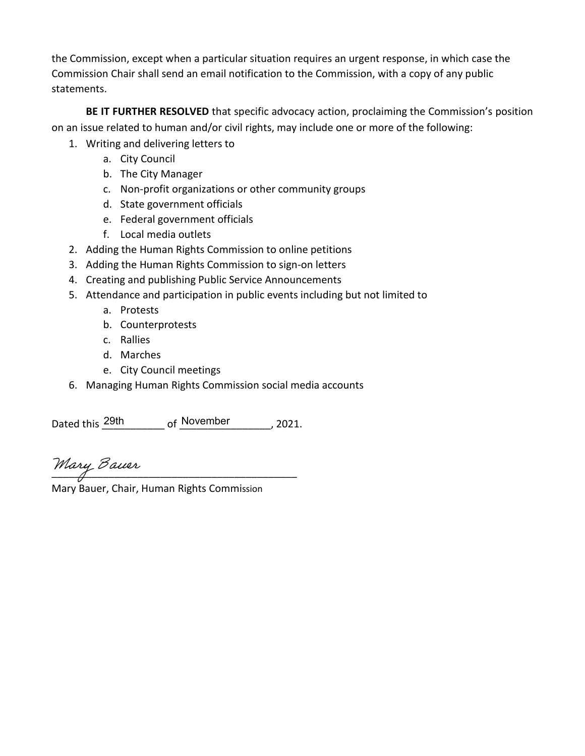the Commission, except when a particular situation requires an urgent response, in which case the Commission Chair shall send an email notification to the Commission, with a copy of any public statements.

**BE IT FURTHER RESOLVED** that specific advocacy action, proclaiming the Commission's position on an issue related to human and/or civil rights, may include one or more of the following:

1. Writing and delivering letters to
   a. City Council
   b. The City Manager
   c. Non-profit organizations or other community groups
   d. State government officials
   e. Federal government officials
   f. Local media outlets
2. Adding the Human Rights Commission to online petitions
3. Adding the Human Rights Commission to sign-on letters
4. Creating and publishing Public Service Announcements
5. Attendance and participation in public events including but not limited to
   a. Protests
   b. Counterprotests
   c. Rallies
   d. Marches
   e. City Council meetings
6. Managing Human Rights Commission social media accounts

Dated this 29th of November, 2021.

*Mary Bauer*

Mary Bauer, Chair, Human Rights Commission